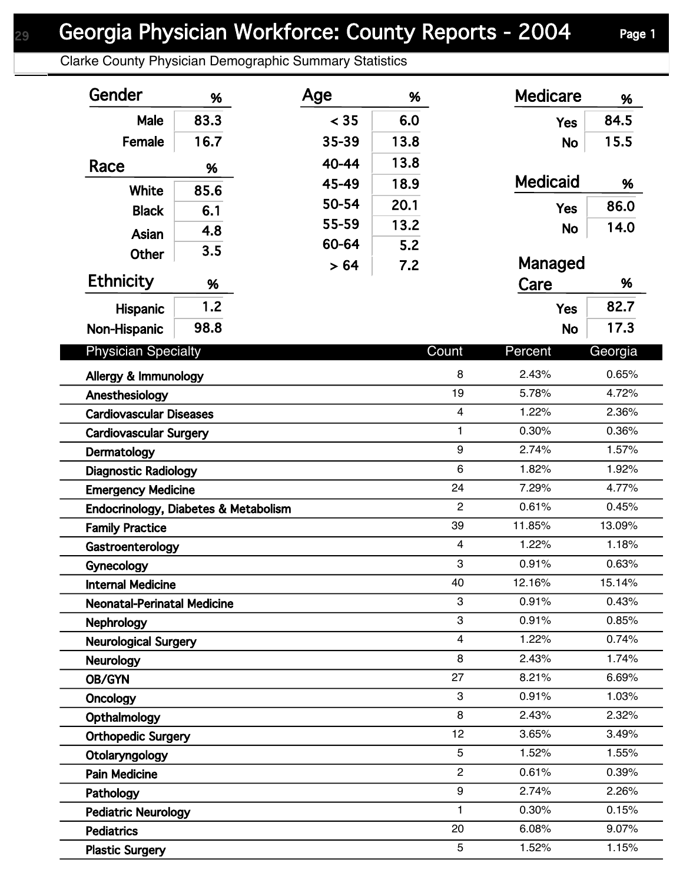# Georgia Physician Workforce: County Reports - 2004

Clarke County Physician Demographic Summary Statistics

| Gender | % |
|---|---|
| Male | 83.3 |
| Female | 16.7 |

| Race | % |
|---|---|
| White | 85.6 |
| Black | 6.1 |
| Asian | 4.8 |
| Other | 3.5 |

| Ethnicity | % |
|---|---|
| Hispanic | 1.2 |
| Non-Hispanic | 98.8 |

| Age | % |
|---|---|
| < 35 | 6.0 |
| 35-39 | 13.8 |
| 40-44 | 13.8 |
| 45-49 | 18.9 |
| 50-54 | 20.1 |
| 55-59 | 13.2 |
| 60-64 | 5.2 |
| > 64 | 7.2 |

| Medicare | % |
|---|---|
| Yes | 84.5 |
| No | 15.5 |

| Medicaid | % |
|---|---|
| Yes | 86.0 |
| No | 14.0 |

| Managed Care | % |
|---|---|
| Yes | 82.7 |
| No | 17.3 |

| Physician Specialty | Count | Percent | Georgia |
|---|---|---|---|
| Allergy & Immunology | 8 | 2.43% | 0.65% |
| Anesthesiology | 19 | 5.78% | 4.72% |
| Cardiovascular Diseases | 4 | 1.22% | 2.36% |
| Cardiovascular Surgery | 1 | 0.30% | 0.36% |
| Dermatology | 9 | 2.74% | 1.57% |
| Diagnostic Radiology | 6 | 1.82% | 1.92% |
| Emergency Medicine | 24 | 7.29% | 4.77% |
| Endocrinology, Diabetes & Metabolism | 2 | 0.61% | 0.45% |
| Family Practice | 39 | 11.85% | 13.09% |
| Gastroenterology | 4 | 1.22% | 1.18% |
| Gynecology | 3 | 0.91% | 0.63% |
| Internal Medicine | 40 | 12.16% | 15.14% |
| Neonatal-Perinatal Medicine | 3 | 0.91% | 0.43% |
| Nephrology | 3 | 0.91% | 0.85% |
| Neurological Surgery | 4 | 1.22% | 0.74% |
| Neurology | 8 | 2.43% | 1.74% |
| OB/GYN | 27 | 8.21% | 6.69% |
| Oncology | 3 | 0.91% | 1.03% |
| Opthalmology | 8 | 2.43% | 2.32% |
| Orthopedic Surgery | 12 | 3.65% | 3.49% |
| Otolaryngology | 5 | 1.52% | 1.55% |
| Pain Medicine | 2 | 0.61% | 0.39% |
| Pathology | 9 | 2.74% | 2.26% |
| Pediatric Neurology | 1 | 0.30% | 0.15% |
| Pediatrics | 20 | 6.08% | 9.07% |
| Plastic Surgery | 5 | 1.52% | 1.15% |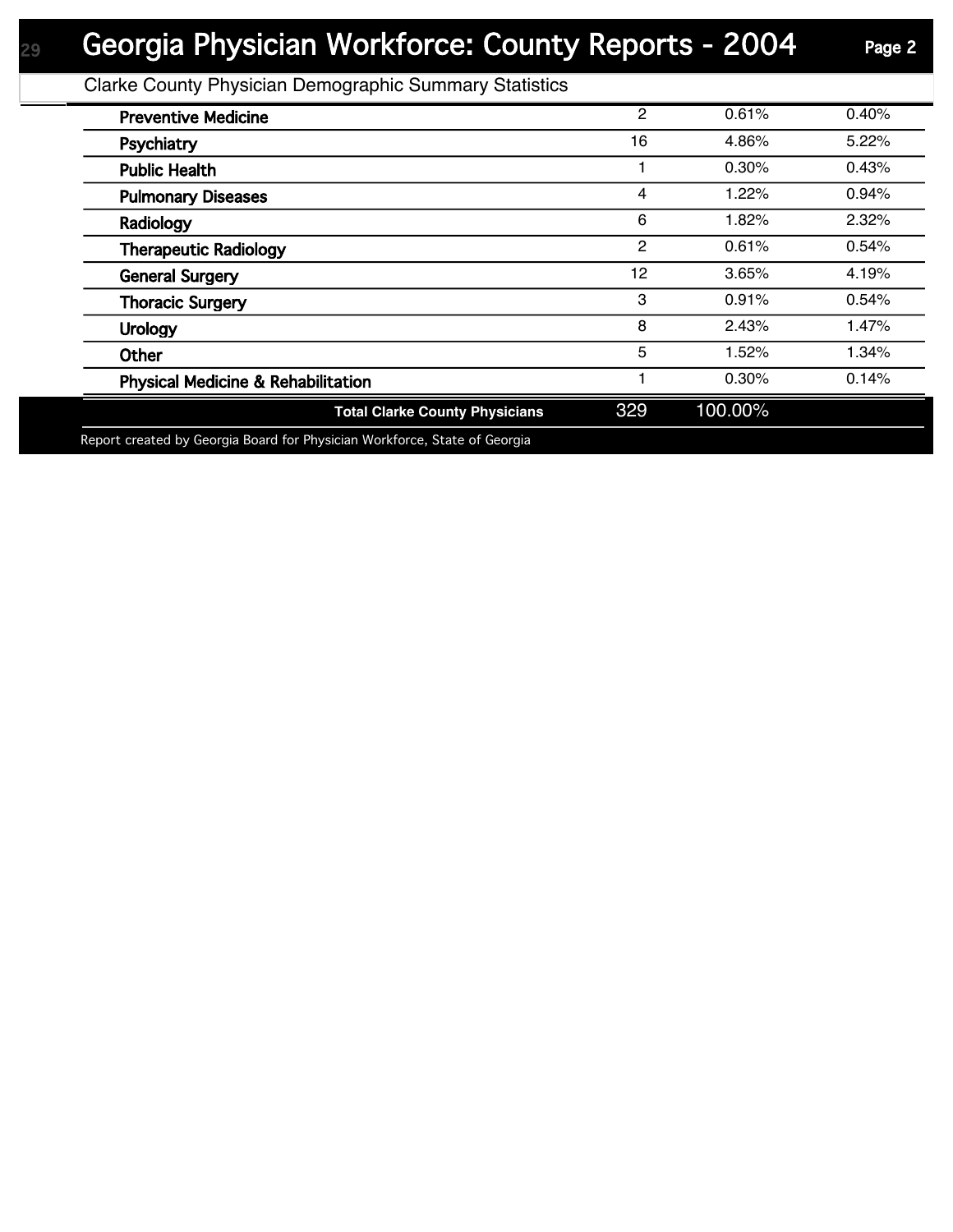## Clarke County Physician Demographic Summary Statistics

| | | | |
|---|---|---|---|
| **Preventive Medicine** | 2 | 0.61% | 0.40% |
| **Psychiatry** | 16 | 4.86% | 5.22% |
| **Public Health** | 1 | 0.30% | 0.43% |
| **Pulmonary Diseases** | 4 | 1.22% | 0.94% |
| **Radiology** | 6 | 1.82% | 2.32% |
| **Therapeutic Radiology** | 2 | 0.61% | 0.54% |
| **General Surgery** | 12 | 3.65% | 4.19% |
| **Thoracic Surgery** | 3 | 0.91% | 0.54% |
| **Urology** | 8 | 2.43% | 1.47% |
| **Other** | 5 | 1.52% | 1.34% |
| **Physical Medicine & Rehabilitation** | 1 | 0.30% | 0.14% |
| **Total Clarke County Physicians** | 329 | 100.00% | |

Report created by Georgia Board for Physician Workforce, State of Georgia